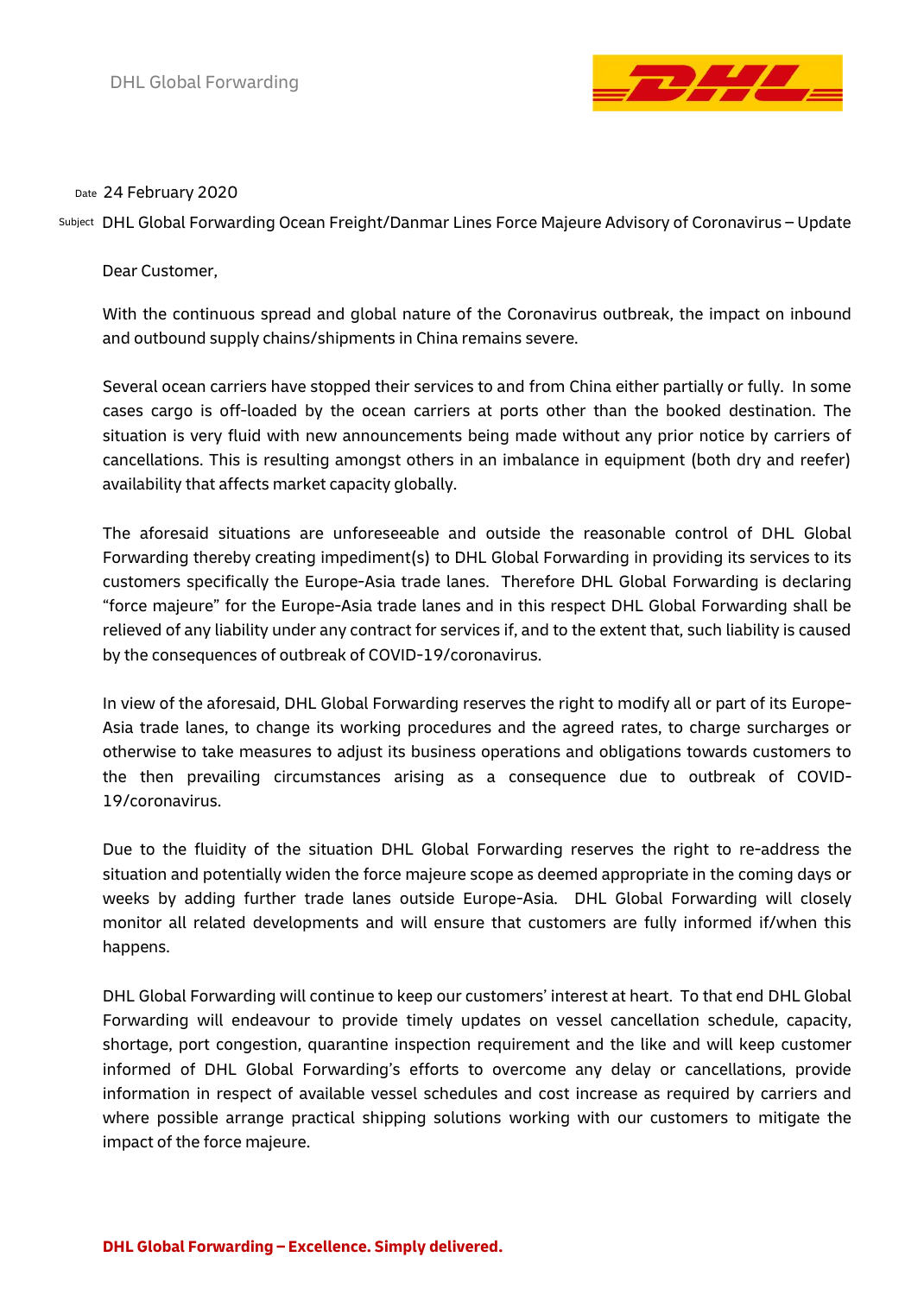DHL Global Forwarding

Date 24 February 2020

Subject DHL Global Forwarding Ocean Freight/Danmar Lines Force Majeure Advisory of Coronavirus – Update

Dear Customer,

With the continuous spread and global nature of the Coronavirus outbreak, the impact on inbound and outbound supply chains/shipments in China remains severe.

Several ocean carriers have stopped their services to and from China either partially or fully. In some cases cargo is off-loaded by the ocean carriers at ports other than the booked destination. The situation is very fluid with new announcements being made without any prior notice by carriers of cancellations. This is resulting amongst others in an imbalance in equipment (both dry and reefer) availability that affects market capacity globally.

The aforesaid situations are unforeseeable and outside the reasonable control of DHL Global Forwarding thereby creating impediment(s) to DHL Global Forwarding in providing its services to its customers specifically the Europe-Asia trade lanes. Therefore DHL Global Forwarding is declaring "force majeure" for the Europe-Asia trade lanes and in this respect DHL Global Forwarding shall be relieved of any liability under any contract for services if, and to the extent that, such liability is caused by the consequences of outbreak of COVID-19/coronavirus.

In view of the aforesaid, DHL Global Forwarding reserves the right to modify all or part of its Europe-Asia trade lanes, to change its working procedures and the agreed rates, to charge surcharges or otherwise to take measures to adjust its business operations and obligations towards customers to the then prevailing circumstances arising as a consequence due to outbreak of COVID-19/coronavirus.

Due to the fluidity of the situation DHL Global Forwarding reserves the right to re-address the situation and potentially widen the force majeure scope as deemed appropriate in the coming days or weeks by adding further trade lanes outside Europe-Asia. DHL Global Forwarding will closely monitor all related developments and will ensure that customers are fully informed if/when this happens.

DHL Global Forwarding will continue to keep our customers' interest at heart. To that end DHL Global Forwarding will endeavour to provide timely updates on vessel cancellation schedule, capacity, shortage, port congestion, quarantine inspection requirement and the like and will keep customer informed of DHL Global Forwarding's efforts to overcome any delay or cancellations, provide information in respect of available vessel schedules and cost increase as required by carriers and where possible arrange practical shipping solutions working with our customers to mitigate the impact of the force majeure.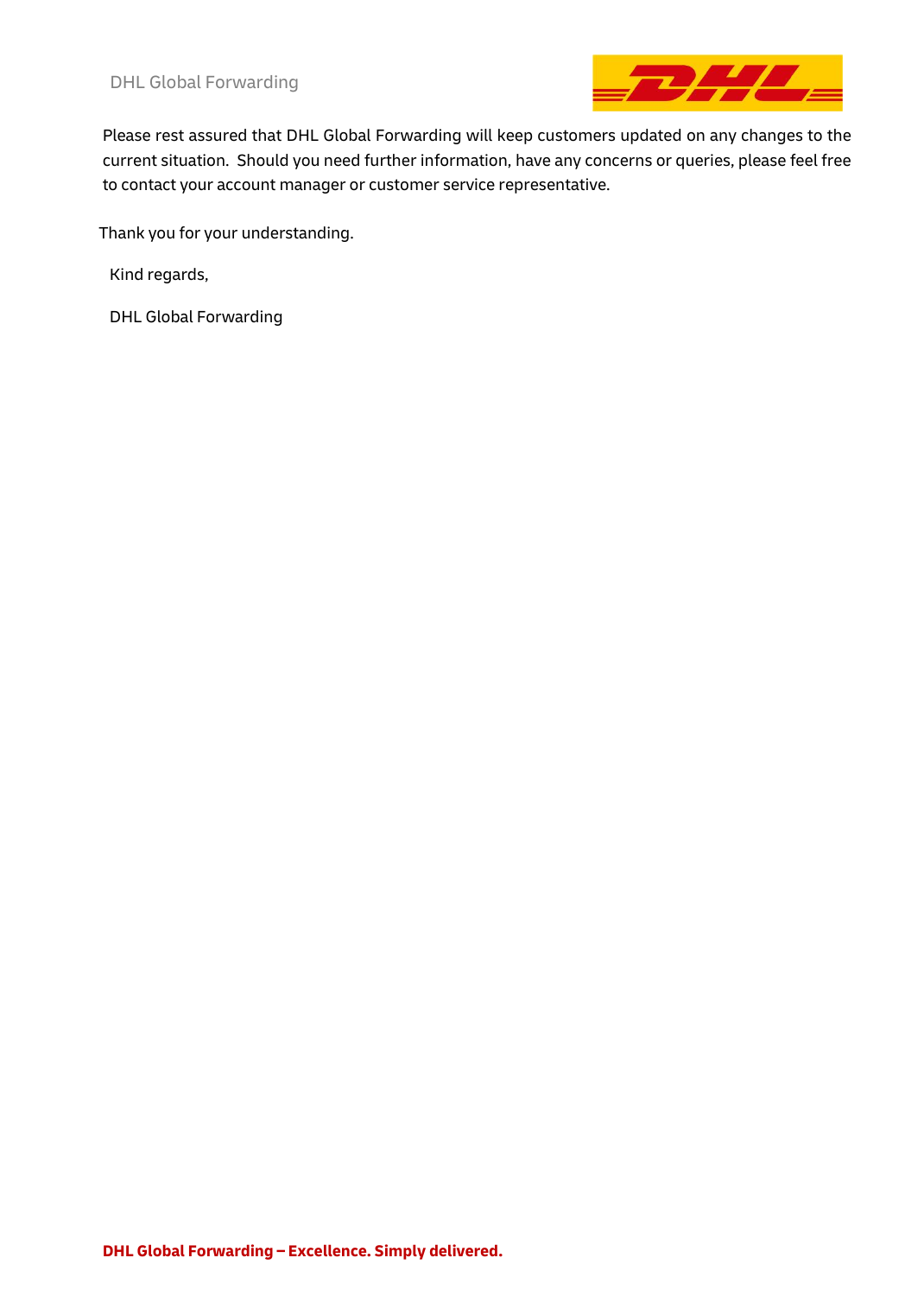Please rest assured that DHL Global Forwarding will keep customers updated on any changes to the current situation. Should you need further information, have any concerns or queries, please feel free to contact your account manager or customer service representative.

Thank you for your understanding.

Kind regards,

DHL Global Forwarding